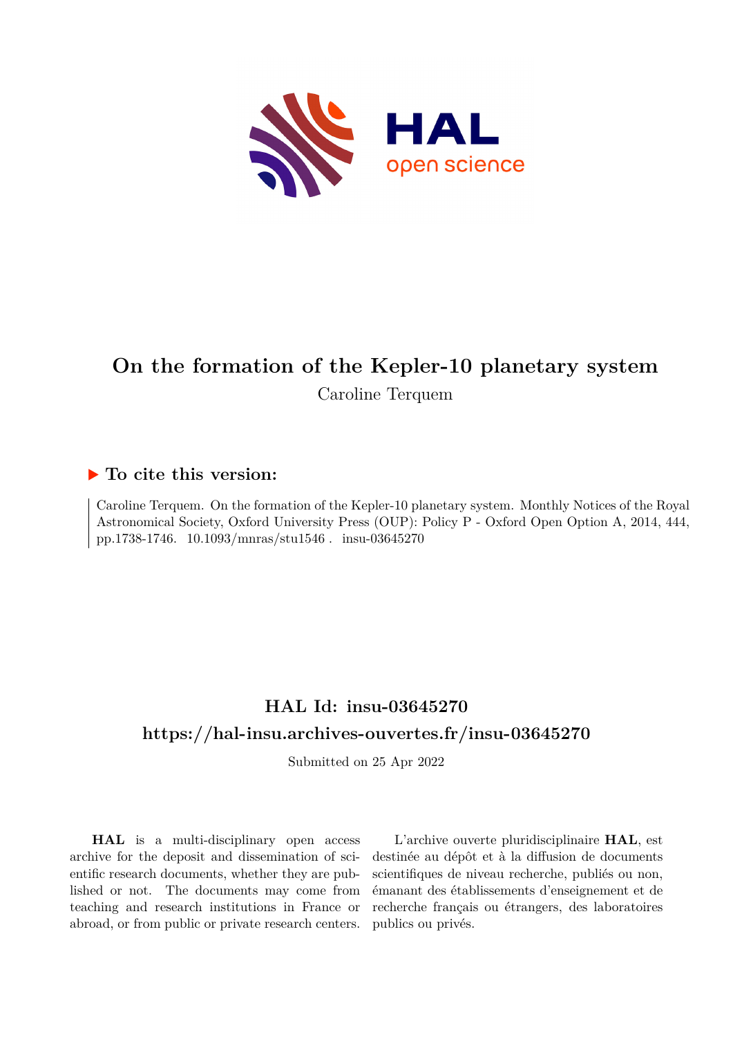# On the formation of the Kepler-10 planetary system

Caroline Terquem

## ▶ To cite this version:

Caroline Terquem. On the formation of the Kepler-10 planetary system. Monthly Notices of the Royal Astronomical Society, Oxford University Press (OUP): Policy P - Oxford Open Option A, 2014, 444, pp.1738-1746. 10.1093/mnras/stu1546 . insu-03645270

## HAL Id: insu-03645270

## https://hal-insu.archives-ouvertes.fr/insu-03645270

Submitted on 25 Apr 2022

**HAL** is a multi-disciplinary open access archive for the deposit and dissemination of scientific research documents, whether they are published or not. The documents may come from teaching and research institutions in France or abroad, or from public or private research centers.

L'archive ouverte pluridisciplinaire **HAL**, est destinée au dépôt et à la diffusion de documents scientifiques de niveau recherche, publiés ou non, émanant des établissements d'enseignement et de recherche français ou étrangers, des laboratoires publics ou privés.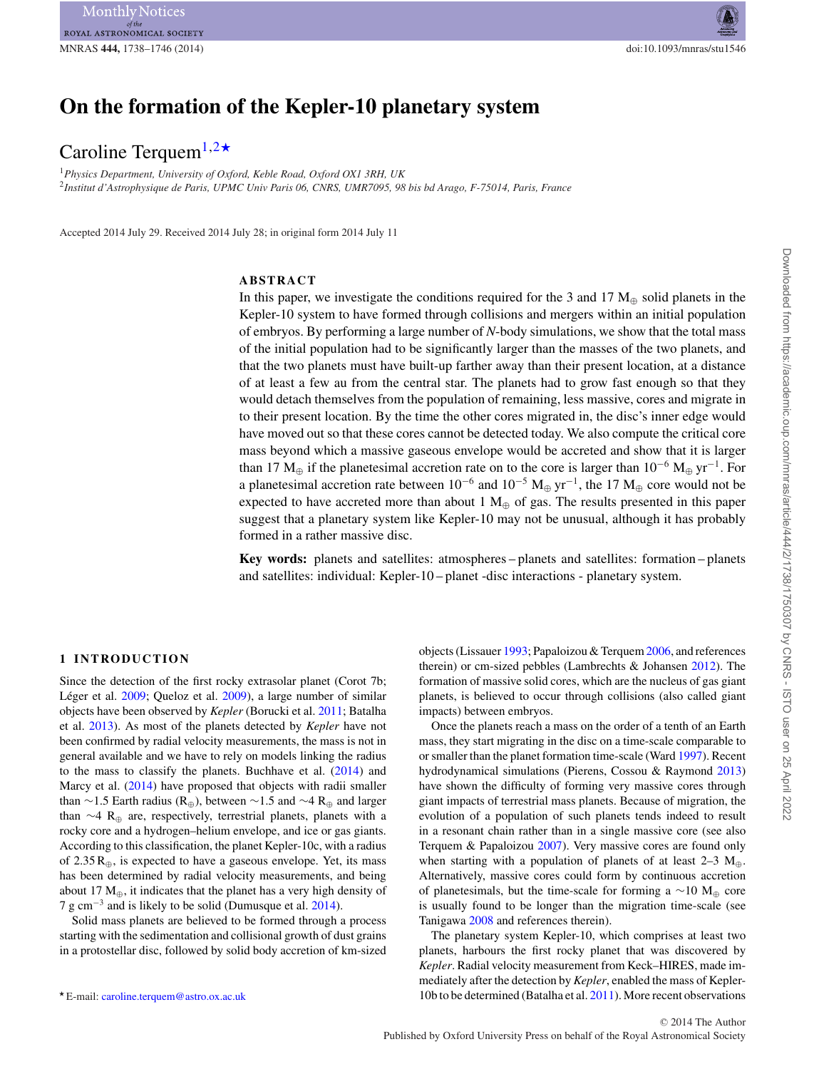# On the formation of the Kepler-10 planetary system

Caroline Terquem[1,2]*

[1]*Physics Department, University of Oxford, Keble Road, Oxford OX1 3RH, UK*
[2]*Institut d'Astrophysique de Paris, UPMC Univ Paris 06, CNRS, UMR7095, 98 bis bd Arago, F-75014, Paris, France*

Accepted 2014 July 29. Received 2014 July 28; in original form 2014 July 11

## ABSTRACT

In this paper, we investigate the conditions required for the 3 and 17 $M_\oplus$ solid planets in the Kepler-10 system to have formed through collisions and mergers within an initial population of embryos. By performing a large number of *N*-body simulations, we show that the total mass of the initial population had to be significantly larger than the masses of the two planets, and that the two planets must have built-up farther away than their present location, at a distance of at least a few au from the central star. The planets had to grow fast enough so that they would detach themselves from the population of remaining, less massive, cores and migrate in to their present location. By the time the other cores migrated in, the disc's inner edge would have moved out so that these cores cannot be detected today. We also compute the critical core mass beyond which a massive gaseous envelope would be accreted and show that it is larger than 17 $M_\oplus$ if the planetesimal accretion rate on to the core is larger than $10^{-6}$ $M_\oplus$ yr$^{-1}$. For a planetesimal accretion rate between $10^{-6}$ and $10^{-5}$ $M_\oplus$ yr$^{-1}$, the 17 $M_\oplus$ core would not be expected to have accreted more than about 1 $M_\oplus$ of gas. The results presented in this paper suggest that a planetary system like Kepler-10 may not be unusual, although it has probably formed in a rather massive disc.

**Key words:** planets and satellites: atmospheres – planets and satellites: formation – planets and satellites: individual: Kepler-10 – planet -disc interactions - planetary system.

## 1 INTRODUCTION

Since the detection of the first rocky extrasolar planet (Corot 7b; Léger et al. 2009; Queloz et al. 2009), a large number of similar objects have been observed by *Kepler* (Borucki et al. 2011; Batalha et al. 2013). As most of the planets detected by *Kepler* have not been confirmed by radial velocity measurements, the mass is not in general available and we have to rely on models linking the radius to the mass to classify the planets. Buchhave et al. (2014) and Marcy et al. (2014) have proposed that objects with radii smaller than ~1.5 Earth radius ($R_\oplus$), between ~1.5 and ~4 $R_\oplus$ and larger than ~4 $R_\oplus$ are, respectively, terrestrial planets, planets with a rocky core and a hydrogen–helium envelope, and ice or gas giants. According to this classification, the planet Kepler-10c, with a radius of 2.35 $R_\oplus$, is expected to have a gaseous envelope. Yet, its mass has been determined by radial velocity measurements, and being about 17 $M_\oplus$, it indicates that the planet has a very high density of 7 g cm$^{-3}$ and is likely to be solid (Dumusque et al. 2014).

Solid mass planets are believed to be formed through a process starting with the sedimentation and collisional growth of dust grains in a protostellar disc, followed by solid body accretion of km-sized objects (Lissauer 1993; Papaloizou & Terquem 2006, and references therein) or cm-sized pebbles (Lambrechts & Johansen 2012). The formation of massive solid cores, which are the nucleus of gas giant planets, is believed to occur through collisions (also called giant impacts) between embryos.

Once the planets reach a mass on the order of a tenth of an Earth mass, they start migrating in the disc on a time-scale comparable to or smaller than the planet formation time-scale (Ward 1997). Recent hydrodynamical simulations (Pierens, Cossou & Raymond 2013) have shown the difficulty of forming very massive cores through giant impacts of terrestrial mass planets. Because of migration, the evolution of a population of such planets tends indeed to result in a resonant chain rather than in a single massive core (see also Terquem & Papaloizou 2007). Very massive cores are found only when starting with a population of planets of at least 2–3 $M_\oplus$. Alternatively, massive cores could form by continuous accretion of planetesimals, but the time-scale for forming a ~10 $M_\oplus$ core is usually found to be longer than the migration time-scale (see Tanigawa 2008 and references therein).

The planetary system Kepler-10, which comprises at least two planets, harbours the first rocky planet that was discovered by *Kepler*. Radial velocity measurement from Keck–HIRES, made immediately after the detection by *Kepler*, enabled the mass of Kepler-10b to be determined (Batalha et al. 2011). More recent observations

*E-mail: caroline.terquem@astro.ox.ac.uk

© 2014 The Author
Published by Oxford University Press on behalf of the Royal Astronomical Society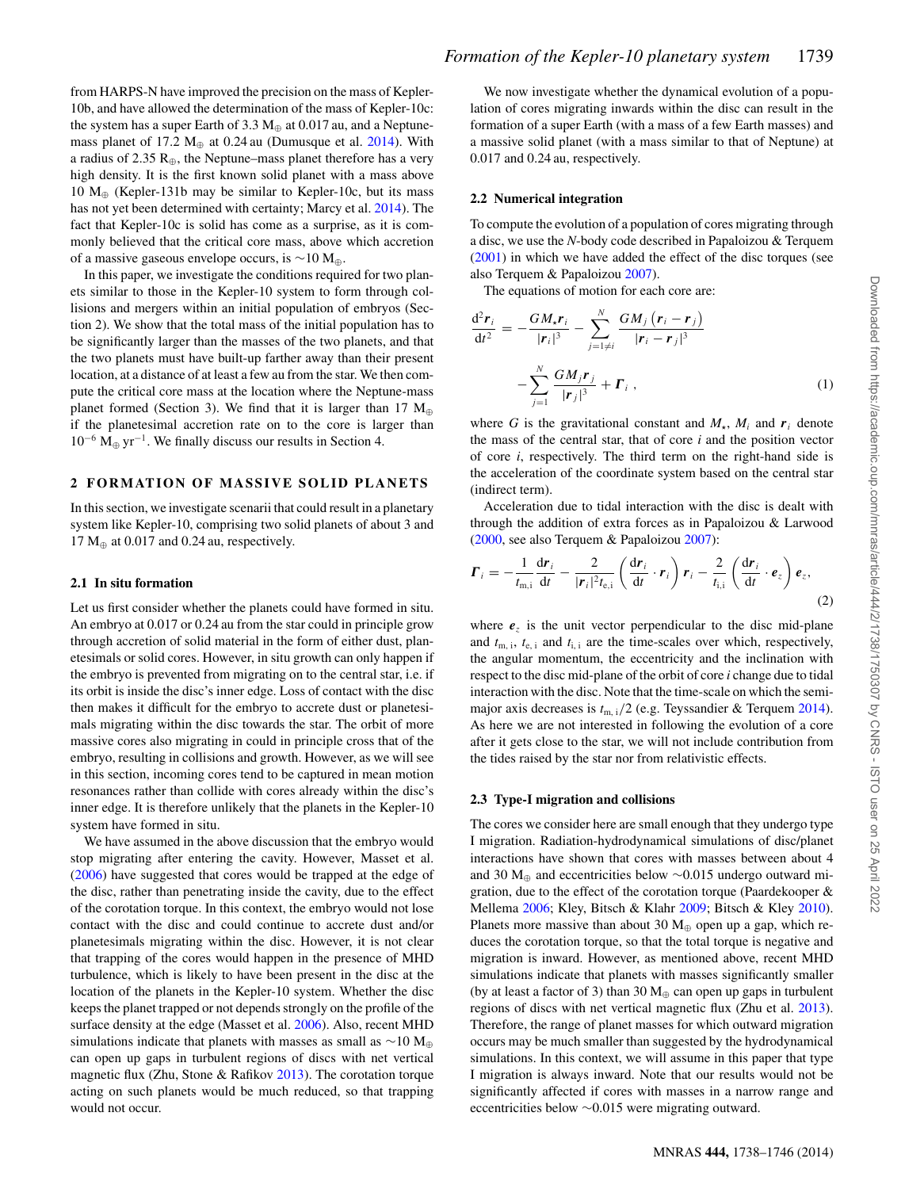from HARPS-N have improved the precision on the mass of Kepler-10b, and have allowed the determination of the mass of Kepler-10c: the system has a super Earth of 3.3 $M_\oplus$ at 0.017 au, and a Neptune-mass planet of 17.2 $M_\oplus$ at 0.24 au (Dumusque et al. 2014). With a radius of 2.35 $R_\oplus$, the Neptune–mass planet therefore has a very high density. It is the first known solid planet with a mass above 10 $M_\oplus$ (Kepler-131b may be similar to Kepler-10c, but its mass has not yet been determined with certainty; Marcy et al. 2014). The fact that Kepler-10c is solid has come as a surprise, as it is commonly believed that the critical core mass, above which accretion of a massive gaseous envelope occurs, is $\sim$10 $M_\oplus$.

In this paper, we investigate the conditions required for two planets similar to those in the Kepler-10 system to form through collisions and mergers within an initial population of embryos (Section 2). We show that the total mass of the initial population has to be significantly larger than the masses of the two planets, and that the two planets must have built-up farther away than their present location, at a distance of at least a few au from the star. We then compute the critical core mass at the location where the Neptune-mass planet formed (Section 3). We find that it is larger than 17 $M_\oplus$ if the planetesimal accretion rate on to the core is larger than $10^{-6}$ $M_\oplus$ yr$^{-1}$. We finally discuss our results in Section 4.

## 2 FORMATION OF MASSIVE SOLID PLANETS

In this section, we investigate scenarii that could result in a planetary system like Kepler-10, comprising two solid planets of about 3 and 17 $M_\oplus$ at 0.017 and 0.24 au, respectively.

### 2.1 In situ formation

Let us first consider whether the planets could have formed in situ. An embryo at 0.017 or 0.24 au from the star could in principle grow through accretion of solid material in the form of either dust, planetesimals or solid cores. However, in situ growth can only happen if the embryo is prevented from migrating on to the central star, i.e. if its orbit is inside the disc's inner edge. Loss of contact with the disc then makes it difficult for the embryo to accrete dust or planetesimals migrating within the disc towards the star. The orbit of more massive cores also migrating in could in principle cross that of the embryo, resulting in collisions and growth. However, as we will see in this section, incoming cores tend to be captured in mean motion resonances rather than collide with cores already within the disc's inner edge. It is therefore unlikely that the planets in the Kepler-10 system have formed in situ.

We have assumed in the above discussion that the embryo would stop migrating after entering the cavity. However, Masset et al. (2006) have suggested that cores would be trapped at the edge of the disc, rather than penetrating inside the cavity, due to the effect of the corotation torque. In this context, the embryo would not lose contact with the disc and could continue to accrete dust and/or planetesimals migrating within the disc. However, it is not clear that trapping of the cores would happen in the presence of MHD turbulence, which is likely to have been present in the disc at the location of the planets in the Kepler-10 system. Whether the disc keeps the planet trapped or not depends strongly on the profile of the surface density at the edge (Masset et al. 2006). Also, recent MHD simulations indicate that planets with masses as small as $\sim$10 $M_\oplus$ can open up gaps in turbulent regions of discs with net vertical magnetic flux (Zhu, Stone & Rafikov 2013). The corotation torque acting on such planets would be much reduced, so that trapping would not occur.

We now investigate whether the dynamical evolution of a population of cores migrating inwards within the disc can result in the formation of a super Earth (with a mass of a few Earth masses) and a massive solid planet (with a mass similar to that of Neptune) at 0.017 and 0.24 au, respectively.

### 2.2 Numerical integration

To compute the evolution of a population of cores migrating through a disc, we use the *N*-body code described in Papaloizou & Terquem (2001) in which we have added the effect of the disc torques (see also Terquem & Papaloizou 2007).

The equations of motion for each core are:

$$\frac{\mathrm{d}^2 \boldsymbol{r}_i}{\mathrm{d}t^2} = -\frac{GM_\star \boldsymbol{r}_i}{|\boldsymbol{r}_i|^3} - \sum_{j=1\neq i}^{N} \frac{GM_j\left(\boldsymbol{r}_i - \boldsymbol{r}_j\right)}{|\boldsymbol{r}_i - \boldsymbol{r}_j|^3} - \sum_{j=1}^{N} \frac{GM_j \boldsymbol{r}_j}{|\boldsymbol{r}_j|^3} + \boldsymbol{\Gamma}_i \ , \quad (1)$$

where $G$ is the gravitational constant and $M_\star$, $M_i$ and $\boldsymbol{r}_i$ denote the mass of the central star, that of core $i$ and the position vector of core $i$, respectively. The third term on the right-hand side is the acceleration of the coordinate system based on the central star (indirect term).

Acceleration due to tidal interaction with the disc is dealt with through the addition of extra forces as in Papaloizou & Larwood (2000, see also Terquem & Papaloizou 2007):

$$\boldsymbol{\Gamma}_i = -\frac{1}{t_{\mathrm{m,i}}}\frac{\mathrm{d}\boldsymbol{r}_i}{\mathrm{d}t} - \frac{2}{|\boldsymbol{r}_i|^2 t_{\mathrm{e,i}}}\left(\frac{\mathrm{d}\boldsymbol{r}_i}{\mathrm{d}t}\cdot\boldsymbol{r}_i\right)\boldsymbol{r}_i - \frac{2}{t_{\mathrm{i,i}}}\left(\frac{\mathrm{d}\boldsymbol{r}_i}{\mathrm{d}t}\cdot\boldsymbol{e}_z\right)\boldsymbol{e}_z, \quad (2)$$

where $\boldsymbol{e}_z$ is the unit vector perpendicular to the disc mid-plane and $t_{\mathrm{m,\,i}}$, $t_{\mathrm{e,\,i}}$ and $t_{\mathrm{i,\,i}}$ are the time-scales over which, respectively, the angular momentum, the eccentricity and the inclination with respect to the disc mid-plane of the orbit of core *i* change due to tidal interaction with the disc. Note that the time-scale on which the semi-major axis decreases is $t_{\mathrm{m,\,i}}/2$ (e.g. Teyssandier & Terquem 2014). As here we are not interested in following the evolution of a core after it gets close to the star, we will not include contribution from the tides raised by the star nor from relativistic effects.

### 2.3 Type-I migration and collisions

The cores we consider here are small enough that they undergo type I migration. Radiation-hydrodynamical simulations of disc/planet interactions have shown that cores with masses between about 4 and 30 $M_\oplus$ and eccentricities below $\sim$0.015 undergo outward migration, due to the effect of the corotation torque (Paardekooper & Mellema 2006; Kley, Bitsch & Klahr 2009; Bitsch & Kley 2010). Planets more massive than about 30 $M_\oplus$ open up a gap, which reduces the corotation torque, so that the total torque is negative and migration is inward. However, as mentioned above, recent MHD simulations indicate that planets with masses significantly smaller (by at least a factor of 3) than 30 $M_\oplus$ can open up gaps in turbulent regions of discs with net vertical magnetic flux (Zhu et al. 2013). Therefore, the range of planet masses for which outward migration occurs may be much smaller than suggested by the hydrodynamical simulations. In this context, we will assume in this paper that type I migration is always inward. Note that our results would not be significantly affected if cores with masses in a narrow range and eccentricities below $\sim$0.015 were migrating outward.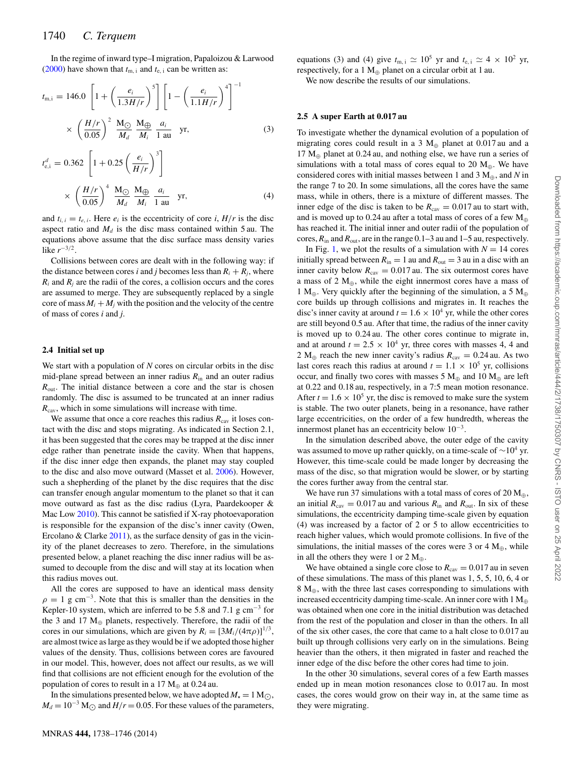In the regime of inward type–I migration, Papaloizou & Larwood (2000) have shown that $t_{\rm m,\,i}$ and $t_{\rm e,\,i}$ can be written as:

$$t_{\rm m,i} = 146.0 \left[1 + \left(\frac{e_i}{1.3H/r}\right)^5\right]\left[1 - \left(\frac{e_i}{1.1H/r}\right)^4\right]^{-1} \times \left(\frac{H/r}{0.05}\right)^2 \frac{\rm M_\odot}{M_d} \frac{\rm M_\oplus}{M_i} \frac{a_i}{1\ \rm au} \quad {\rm yr}, \tag{3}$$

$$t^d_{\rm e,i} = 0.362 \left[1 + 0.25\left(\frac{e_i}{H/r}\right)^3\right] \times \left(\frac{H/r}{0.05}\right)^4 \frac{\rm M_\odot}{M_d} \frac{\rm M_\oplus}{M_i} \frac{a_i}{1\ \rm au} \quad {\rm yr}, \tag{4}$$

and $t_{i,\,i} = t_{e,\,i}$. Here $e_i$ is the eccentricity of core $i$, $H/r$ is the disc aspect ratio and $M_d$ is the disc mass contained within 5 au. The equations above assume that the disc surface mass density varies like $r^{-3/2}$.

Collisions between cores are dealt with in the following way: if the distance between cores $i$ and $j$ becomes less than $R_i + R_j$, where $R_i$ and $R_j$ are the radii of the cores, a collision occurs and the cores are assumed to merge. They are subsequently replaced by a single core of mass $M_i + M_j$ with the position and the velocity of the centre of mass of cores $i$ and $j$.

### 2.4 Initial set up

We start with a population of $N$ cores on circular orbits in the disc mid-plane spread between an inner radius $R_{\rm in}$ and an outer radius $R_{\rm out}$. The initial distance between a core and the star is chosen randomly. The disc is assumed to be truncated at an inner radius $R_{\rm cav}$, which in some simulations will increase with time.

We assume that once a core reaches this radius $R_{\rm cav}$ it loses contact with the disc and stops migrating. As indicated in Section 2.1, it has been suggested that the cores may be trapped at the disc inner edge rather than penetrate inside the cavity. When that happens, if the disc inner edge then expands, the planet may stay coupled to the disc and also move outward (Masset et al. 2006). However, such a shepherding of the planet by the disc requires that the disc can transfer enough angular momentum to the planet so that it can move outward as fast as the disc radius (Lyra, Paardekooper & Mac Low 2010). This cannot be satisfied if X-ray photoevaporation is responsible for the expansion of the disc's inner cavity (Owen, Ercolano & Clarke 2011), as the surface density of gas in the vicinity of the planet decreases to zero. Therefore, in the simulations presented below, a planet reaching the disc inner radius will be assumed to decouple from the disc and will stay at its location when this radius moves out.

All the cores are supposed to have an identical mass density $\rho = 1$ g cm$^{-3}$. Note that this is smaller than the densities in the Kepler-10 system, which are inferred to be 5.8 and 7.1 g cm$^{-3}$ for the 3 and 17 $\rm M_\oplus$ planets, respectively. Therefore, the radii of the cores in our simulations, which are given by $R_i = [3M_i/(4\pi\rho)]^{1/3}$, are almost twice as large as they would be if we adopted those higher values of the density. Thus, collisions between cores are favoured in our model. This, however, does not affect our results, as we will find that collisions are not efficient enough for the evolution of the population of cores to result in a 17 $\rm M_\oplus$ at 0.24 au.

In the simulations presented below, we have adopted $M_\star = 1\,\rm M_\odot$, $M_d = 10^{-3}\,\rm M_\odot$ and $H/r = 0.05$. For these values of the parameters, equations (3) and (4) give $t_{\rm m,\,i} \simeq 10^5$ yr and $t_{\rm e,\,i} \simeq 4 \times 10^2$ yr, respectively, for a 1 $\rm M_\oplus$ planet on a circular orbit at 1 au.

We now describe the results of our simulations.

### 2.5 A super Earth at 0.017 au

To investigate whether the dynamical evolution of a population of migrating cores could result in a 3 $\rm M_\oplus$ planet at 0.017 au and a 17 $\rm M_\oplus$ planet at 0.24 au, and nothing else, we have run a series of simulations with a total mass of cores equal to 20 $\rm M_\oplus$. We have considered cores with initial masses between 1 and 3 $\rm M_\oplus$, and $N$ in the range 7 to 20. In some simulations, all the cores have the same mass, while in others, there is a mixture of different masses. The inner edge of the disc is taken to be $R_{\rm cav} = 0.017$ au to start with, and is moved up to 0.24 au after a total mass of cores of a few $\rm M_\oplus$ has reached it. The initial inner and outer radii of the population of cores, $R_{\rm in}$ and $R_{\rm out}$, are in the range 0.1–3 au and 1–5 au, respectively.

In Fig. 1, we plot the results of a simulation with $N = 14$ cores initially spread between $R_{\rm in} = 1$ au and $R_{\rm out} = 3$ au in a disc with an inner cavity below $R_{\rm cav} = 0.017$ au. The six outermost cores have a mass of 2 $\rm M_\oplus$, while the eight innermost cores have a mass of 1 $\rm M_\oplus$. Very quickly after the beginning of the simulation, a 5 $\rm M_\oplus$ core builds up through collisions and migrates in. It reaches the disc's inner cavity at around $t = 1.6 \times 10^4$ yr, while the other cores are still beyond 0.5 au. After that time, the radius of the inner cavity is moved up to 0.24 au. The other cores continue to migrate in, and at around $t = 2.5 \times 10^4$ yr, three cores with masses 4, 4 and 2 $\rm M_\oplus$ reach the new inner cavity's radius $R_{\rm cav} = 0.24$ au. As two last cores reach this radius at around $t = 1.1 \times 10^5$ yr, collisions occur, and finally two cores with masses 5 $\rm M_\oplus$ and 10 $\rm M_\oplus$ are left at 0.22 and 0.18 au, respectively, in a 7:5 mean motion resonance. After $t = 1.6 \times 10^5$ yr, the disc is removed to make sure the system is stable. The two outer planets, being in a resonance, have rather large eccentricities, on the order of a few hundredth, whereas the innermost planet has an eccentricity below $10^{-3}$.

In the simulation described above, the outer edge of the cavity was assumed to move up rather quickly, on a time-scale of $\sim 10^4$ yr. However, this time-scale could be made longer by decreasing the mass of the disc, so that migration would be slower, or by starting the cores further away from the central star.

We have run 37 simulations with a total mass of cores of 20 $\rm M_\oplus$, an initial $R_{\rm cav} = 0.017$ au and various $R_{\rm in}$ and $R_{\rm out}$. In six of these simulations, the eccentricity damping time-scale given by equation (4) was increased by a factor of 2 or 5 to allow eccentricities to reach higher values, which would promote collisions. In five of the simulations, the initial masses of the cores were 3 or 4 $\rm M_\oplus$, while in all the others they were 1 or 2 $\rm M_\oplus$.

We have obtained a single core close to $R_{\rm cav} = 0.017$ au in seven of these simulations. The mass of this planet was 1, 5, 5, 10, 6, 4 or 8 $\rm M_\oplus$, with the three last cases corresponding to simulations with increased eccentricity damping time-scale. An inner core with 1 $\rm M_\oplus$ was obtained when one core in the initial distribution was detached from the rest of the population and closer in than the others. In all of the six other cases, the core that came to a halt close to 0.017 au built up through collisions very early on in the simulations. Being heavier than the others, it then migrated in faster and reached the inner edge of the disc before the other cores had time to join.

In the other 30 simulations, several cores of a few Earth masses ended up in mean motion resonances close to 0.017 au. In most cases, the cores would grow on their way in, at the same time as they were migrating.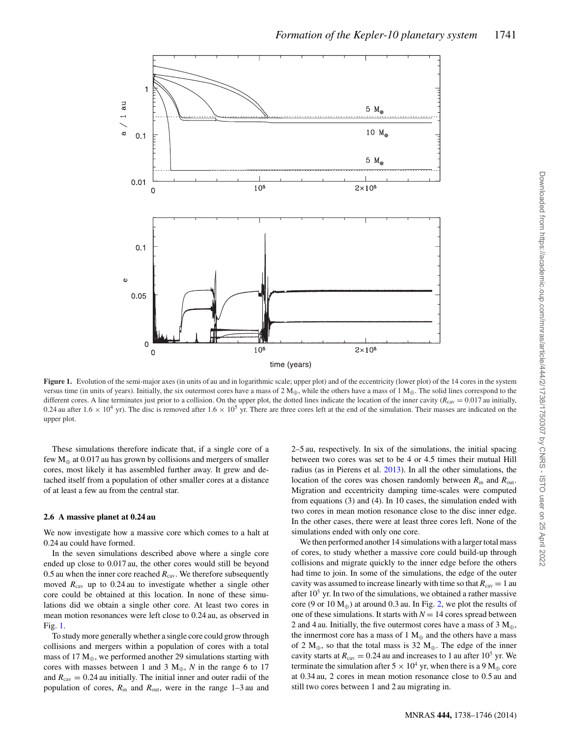**Figure 1.** Evolution of the semi-major axes (in units of au and in logarithmic scale; upper plot) and of the eccentricity (lower plot) of the 14 cores in the system versus time (in units of years). Initially, the six outermost cores have a mass of 2 $M_\oplus$, while the others have a mass of 1 $M_\oplus$. The solid lines correspond to the different cores. A line terminates just prior to a collision. On the upper plot, the dotted lines indicate the location of the inner cavity ($R_{\rm cav} = 0.017$ au initially, 0.24 au after $1.6 \times 10^4$ yr). The disc is removed after $1.6 \times 10^5$ yr. There are three cores left at the end of the simulation. Their masses are indicated on the upper plot.

These simulations therefore indicate that, if a single core of a few $M_\oplus$ at 0.017 au has grown by collisions and mergers of smaller cores, most likely it has assembled further away. It grew and detached itself from a population of other smaller cores at a distance of at least a few au from the central star.

### 2.6 A massive planet at 0.24 au

We now investigate how a massive core which comes to a halt at 0.24 au could have formed.

In the seven simulations described above where a single core ended up close to 0.017 au, the other cores would still be beyond 0.5 au when the inner core reached $R_{\rm cav}$. We therefore subsequently moved $R_{\rm cav}$ up to 0.24 au to investigate whether a single other core could be obtained at this location. In none of these simulations did we obtain a single other core. At least two cores in mean motion resonances were left close to 0.24 au, as observed in Fig. 1.

To study more generally whether a single core could grow through collisions and mergers within a population of cores with a total mass of 17 $M_\oplus$, we performed another 29 simulations starting with cores with masses between 1 and 3 $M_\oplus$, $N$ in the range 6 to 17 and $R_{\rm cav} = 0.24$ au initially. The initial inner and outer radii of the population of cores, $R_{\rm in}$ and $R_{\rm out}$, were in the range 1–3 au and 2–5 au, respectively. In six of the simulations, the initial spacing between two cores was set to be 4 or 4.5 times their mutual Hill radius (as in Pierens et al. 2013). In all the other simulations, the location of the cores was chosen randomly between $R_{\rm in}$ and $R_{\rm out}$. Migration and eccentricity damping time-scales were computed from equations (3) and (4). In 10 cases, the simulation ended with two cores in mean motion resonance close to the disc inner edge. In the other cases, there were at least three cores left. None of the simulations ended with only one core.

We then performed another 14 simulations with a larger total mass of cores, to study whether a massive core could build-up through collisions and migrate quickly to the inner edge before the others had time to join. In some of the simulations, the edge of the outer cavity was assumed to increase linearly with time so that $R_{\rm cav} = 1$ au after $10^5$ yr. In two of the simulations, we obtained a rather massive core (9 or 10 $M_\oplus$) at around 0.3 au. In Fig. 2, we plot the results of one of these simulations. It starts with $N = 14$ cores spread between 2 and 4 au. Initially, the five outermost cores have a mass of 3 $M_\oplus$, the innermost core has a mass of 1 $M_\oplus$ and the others have a mass of 2 $M_\oplus$, so that the total mass is 32 $M_\oplus$. The edge of the inner cavity starts at $R_{\rm cav} = 0.24$ au and increases to 1 au after $10^5$ yr. We terminate the simulation after $5 \times 10^4$ yr, when there is a 9 $M_\oplus$ core at 0.34 au, 2 cores in mean motion resonance close to 0.5 au and still two cores between 1 and 2 au migrating in.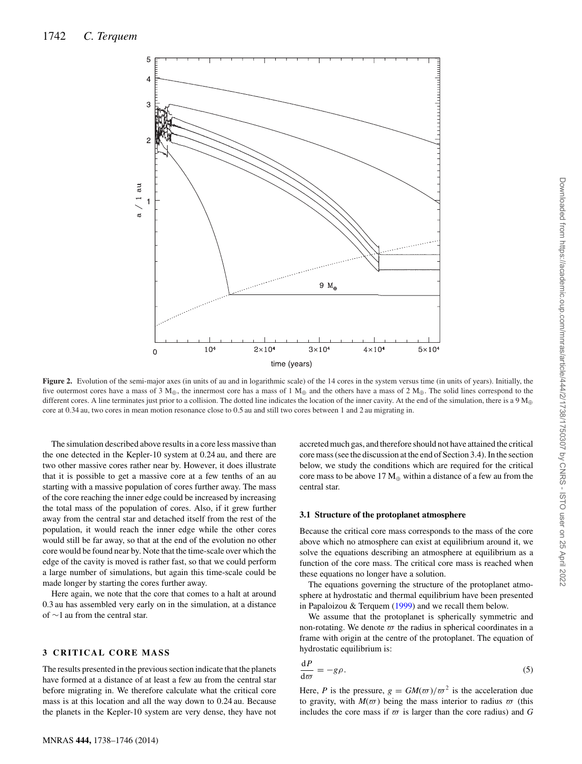**Figure 2.** Evolution of the semi-major axes (in units of au and in logarithmic scale) of the 14 cores in the system versus time (in units of years). Initially, the five outermost cores have a mass of 3 $M_\oplus$, the innermost core has a mass of 1 $M_\oplus$ and the others have a mass of 2 $M_\oplus$. The solid lines correspond to the different cores. A line terminates just prior to a collision. The dotted line indicates the location of the inner cavity. At the end of the simulation, there is a 9 $M_\oplus$ core at 0.34 au, two cores in mean motion resonance close to 0.5 au and still two cores between 1 and 2 au migrating in.

The simulation described above results in a core less massive than the one detected in the Kepler-10 system at 0.24 au, and there are two other massive cores rather near by. However, it does illustrate that it is possible to get a massive core at a few tenths of an au starting with a massive population of cores further away. The mass of the core reaching the inner edge could be increased by increasing the total mass of the population of cores. Also, if it grew further away from the central star and detached itself from the rest of the population, it would reach the inner edge while the other cores would still be far away, so that at the end of the evolution no other core would be found near by. Note that the time-scale over which the edge of the cavity is moved is rather fast, so that we could perform a large number of simulations, but again this time-scale could be made longer by starting the cores further away.

Here again, we note that the core that comes to a halt at around 0.3 au has assembled very early on in the simulation, at a distance of ∼1 au from the central star.

## 3 CRITICAL CORE MASS

The results presented in the previous section indicate that the planets have formed at a distance of at least a few au from the central star before migrating in. We therefore calculate what the critical core mass is at this location and all the way down to 0.24 au. Because the planets in the Kepler-10 system are very dense, they have not accreted much gas, and therefore should not have attained the critical core mass (see the discussion at the end of Section 3.4). In the section below, we study the conditions which are required for the critical core mass to be above 17 $M_\oplus$ within a distance of a few au from the central star.

### 3.1 Structure of the protoplanet atmosphere

Because the critical core mass corresponds to the mass of the core above which no atmosphere can exist at equilibrium around it, we solve the equations describing an atmosphere at equilibrium as a function of the core mass. The critical core mass is reached when these equations no longer have a solution.

The equations governing the structure of the protoplanet atmosphere at hydrostatic and thermal equilibrium have been presented in Papaloizou & Terquem (1999) and we recall them below.

We assume that the protoplanet is spherically symmetric and non-rotating. We denote $\varpi$ the radius in spherical coordinates in a frame with origin at the centre of the protoplanet. The equation of hydrostatic equilibrium is:

$$\frac{\mathrm{d}P}{\mathrm{d}\varpi} = -g\rho. \tag{5}$$

Here, $P$ is the pressure, $g = GM(\varpi)/\varpi^2$ is the acceleration due to gravity, with $M(\varpi)$ being the mass interior to radius $\varpi$ (this includes the core mass if $\varpi$ is larger than the core radius) and $G$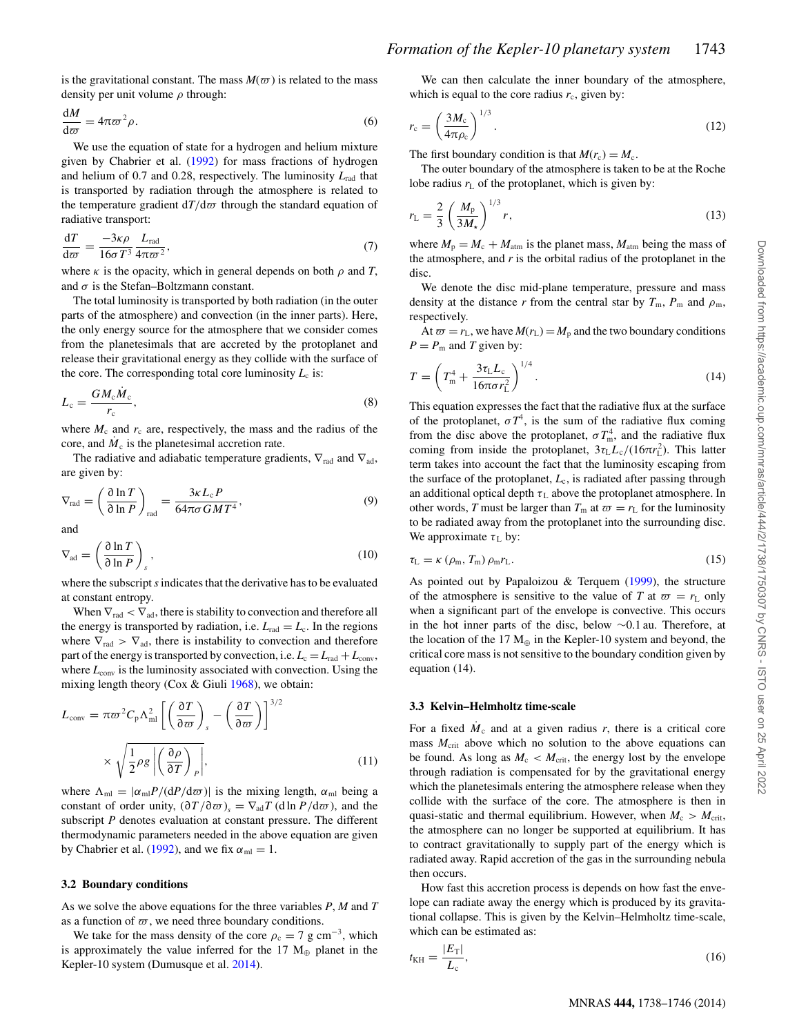is the gravitational constant. The mass $M(\varpi)$ is related to the mass density per unit volume $\rho$ through:

$$\frac{\mathrm{d}M}{\mathrm{d}\varpi} = 4\pi\varpi^2\rho. \tag{6}$$

We use the equation of state for a hydrogen and helium mixture given by Chabrier et al. (1992) for mass fractions of hydrogen and helium of 0.7 and 0.28, respectively. The luminosity $L_{\mathrm{rad}}$ that is transported by radiation through the atmosphere is related to the temperature gradient $\mathrm{d}T/\mathrm{d}\varpi$ through the standard equation of radiative transport:

$$\frac{\mathrm{d}T}{\mathrm{d}\varpi} = \frac{-3\kappa\rho}{16\sigma T^3}\frac{L_{\mathrm{rad}}}{4\pi\varpi^2}, \tag{7}$$

where $\kappa$ is the opacity, which in general depends on both $\rho$ and $T$, and $\sigma$ is the Stefan–Boltzmann constant.

The total luminosity is transported by both radiation (in the outer parts of the atmosphere) and convection (in the inner parts). Here, the only energy source for the atmosphere that we consider comes from the planetesimals that are accreted by the protoplanet and release their gravitational energy as they collide with the surface of the core. The corresponding total core luminosity $L_{\mathrm{c}}$ is:

$$L_{\mathrm{c}} = \frac{GM_{\mathrm{c}}\dot{M}_{\mathrm{c}}}{r_{\mathrm{c}}}, \tag{8}$$

where $M_{\mathrm{c}}$ and $r_{\mathrm{c}}$ are, respectively, the mass and the radius of the core, and $\dot{M}_{\mathrm{c}}$ is the planetesimal accretion rate.

The radiative and adiabatic temperature gradients, $\nabla_{\mathrm{rad}}$ and $\nabla_{\mathrm{ad}}$, are given by:

$$\nabla_{\mathrm{rad}} = \left(\frac{\partial \ln T}{\partial \ln P}\right)_{\mathrm{rad}} = \frac{3\kappa L_{\mathrm{c}} P}{64\pi\sigma GMT^4}, \tag{9}$$

and

$$\nabla_{\mathrm{ad}} = \left(\frac{\partial \ln T}{\partial \ln P}\right)_{s}, \tag{10}$$

where the subscript $s$ indicates that the derivative has to be evaluated at constant entropy.

When $\nabla_{\mathrm{rad}} < \nabla_{\mathrm{ad}}$, there is stability to convection and therefore all the energy is transported by radiation, i.e. $L_{\mathrm{rad}} = L_{\mathrm{c}}$. In the regions where $\nabla_{\mathrm{rad}} > \nabla_{\mathrm{ad}}$, there is instability to convection and therefore part of the energy is transported by convection, i.e. $L_{\mathrm{c}} = L_{\mathrm{rad}} + L_{\mathrm{conv}}$, where $L_{\mathrm{conv}}$ is the luminosity associated with convection. Using the mixing length theory (Cox & Giuli 1968), we obtain:

$$L_{\mathrm{conv}} = \pi\varpi^2 C_{\mathrm{p}}\Lambda_{\mathrm{ml}}^2\left[\left(\frac{\partial T}{\partial\varpi}\right)_s - \left(\frac{\partial T}{\partial\varpi}\right)\right]^{3/2} \times\sqrt{\frac{1}{2}\rho g\left|\left(\frac{\partial\rho}{\partial T}\right)_P\right|}, \tag{11}$$

where $\Lambda_{\mathrm{ml}} = |\alpha_{\mathrm{ml}}P/(\mathrm{d}P/\mathrm{d}\varpi)|$ is the mixing length, $\alpha_{\mathrm{ml}}$ being a constant of order unity, $(\partial T/\partial\varpi)_s = \nabla_{\mathrm{ad}}T\,(\mathrm{d}\ln P/\mathrm{d}\varpi)$, and the subscript $P$ denotes evaluation at constant pressure. The different thermodynamic parameters needed in the above equation are given by Chabrier et al. (1992), and we fix $\alpha_{\mathrm{ml}} = 1$.

### 3.2 Boundary conditions

As we solve the above equations for the three variables $P$, $M$ and $T$ as a function of $\varpi$, we need three boundary conditions.

We take for the mass density of the core $\rho_{\mathrm{c}} = 7$ g cm$^{-3}$, which is approximately the value inferred for the 17 $\mathrm{M}_{\oplus}$ planet in the Kepler-10 system (Dumusque et al. 2014).

We can then calculate the inner boundary of the atmosphere, which is equal to the core radius $r_{\mathrm{c}}$, given by:

$$r_{\mathrm{c}} = \left(\frac{3M_{\mathrm{c}}}{4\pi\rho_{\mathrm{c}}}\right)^{1/3}. \tag{12}$$

The first boundary condition is that $M(r_{\mathrm{c}}) = M_{\mathrm{c}}$.

The outer boundary of the atmosphere is taken to be at the Roche lobe radius $r_{\mathrm{L}}$ of the protoplanet, which is given by:

$$r_{\mathrm{L}} = \frac{2}{3}\left(\frac{M_{\mathrm{p}}}{3M_{\star}}\right)^{1/3} r, \tag{13}$$

where $M_{\mathrm{p}} = M_{\mathrm{c}} + M_{\mathrm{atm}}$ is the planet mass, $M_{\mathrm{atm}}$ being the mass of the atmosphere, and $r$ is the orbital radius of the protoplanet in the disc.

We denote the disc mid-plane temperature, pressure and mass density at the distance $r$ from the central star by $T_{\mathrm{m}}$, $P_{\mathrm{m}}$ and $\rho_{\mathrm{m}}$, respectively.

At $\varpi = r_{\mathrm{L}}$, we have $M(r_{\mathrm{L}}) = M_{\mathrm{p}}$ and the two boundary conditions $P = P_{\mathrm{m}}$ and $T$ given by:

$$T = \left(T_{\mathrm{m}}^4 + \frac{3\tau_{\mathrm{L}}L_{\mathrm{c}}}{16\pi\sigma r_{\mathrm{L}}^2}\right)^{1/4}. \tag{14}$$

This equation expresses the fact that the radiative flux at the surface of the protoplanet, $\sigma T^4$, is the sum of the radiative flux coming from the disc above the protoplanet, $\sigma T_{\mathrm{m}}^4$, and the radiative flux coming from inside the protoplanet, $3\tau_{\mathrm{L}}L_{\mathrm{c}}/(16\pi r_{\mathrm{L}}^2)$. This latter term takes into account the fact that the luminosity escaping from the surface of the protoplanet, $L_{\mathrm{c}}$, is radiated after passing through an additional optical depth $\tau_{\mathrm{L}}$ above the protoplanet atmosphere. In other words, $T$ must be larger than $T_{\mathrm{m}}$ at $\varpi = r_{\mathrm{L}}$ for the luminosity to be radiated away from the protoplanet into the surrounding disc. We approximate $\tau_{\mathrm{L}}$ by:

$$\tau_{\mathrm{L}} = \kappa\left(\rho_{\mathrm{m}}, T_{\mathrm{m}}\right)\rho_{\mathrm{m}} r_{\mathrm{L}}. \tag{15}$$

As pointed out by Papaloizou & Terquem (1999), the structure of the atmosphere is sensitive to the value of $T$ at $\varpi = r_{\mathrm{L}}$ only when a significant part of the envelope is convective. This occurs in the hot inner parts of the disc, below ~0.1 au. Therefore, at the location of the 17 $\mathrm{M}_{\oplus}$ in the Kepler-10 system and beyond, the critical core mass is not sensitive to the boundary condition given by equation (14).

### 3.3 Kelvin–Helmholtz time-scale

For a fixed $\dot{M}_{\mathrm{c}}$ and at a given radius $r$, there is a critical core mass $M_{\mathrm{crit}}$ above which no solution to the above equations can be found. As long as $M_{\mathrm{c}} < M_{\mathrm{crit}}$, the energy lost by the envelope through radiation is compensated for by the gravitational energy which the planetesimals entering the atmosphere release when they collide with the surface of the core. The atmosphere is then in quasi-static and thermal equilibrium. However, when $M_{\mathrm{c}} > M_{\mathrm{crit}}$, the atmosphere can no longer be supported at equilibrium. It has to contract gravitationally to supply part of the energy which is radiated away. Rapid accretion of the gas in the surrounding nebula then occurs.

How fast this accretion process is depends on how fast the envelope can radiate away the energy which is produced by its gravitational collapse. This is given by the Kelvin–Helmholtz time-scale, which can be estimated as:

$$t_{\mathrm{KH}} = \frac{|E_{\mathrm{T}}|}{L_{\mathrm{c}}}, \tag{16}$$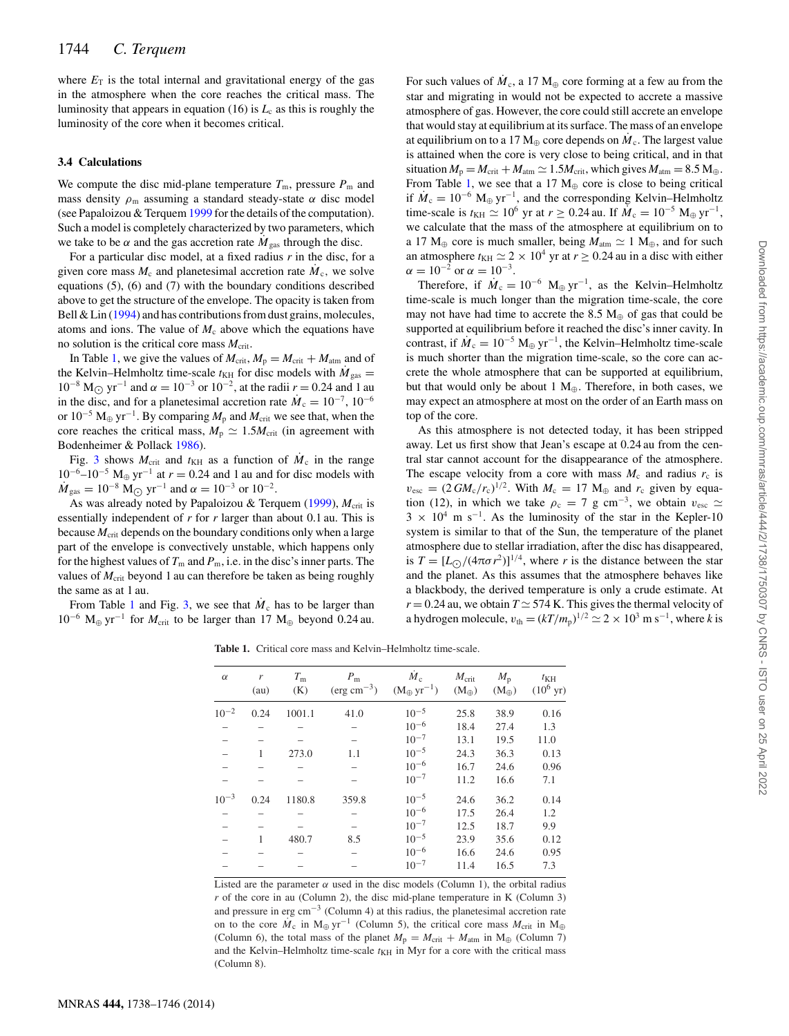where $E_{\rm T}$ is the total internal and gravitational energy of the gas in the atmosphere when the core reaches the critical mass. The luminosity that appears in equation (16) is $L_{\rm c}$ as this is roughly the luminosity of the core when it becomes critical.

### 3.4 Calculations

We compute the disc mid-plane temperature $T_{\rm m}$, pressure $P_{\rm m}$ and mass density $\rho_{\rm m}$ assuming a standard steady-state $\alpha$ disc model (see Papaloizou & Terquem 1999 for the details of the computation). Such a model is completely characterized by two parameters, which we take to be $\alpha$ and the gas accretion rate $\dot{M}_{\rm gas}$ through the disc.

For a particular disc model, at a fixed radius $r$ in the disc, for a given core mass $M_{\rm c}$ and planetesimal accretion rate $\dot{M}_{\rm c}$, we solve equations (5), (6) and (7) with the boundary conditions described above to get the structure of the envelope. The opacity is taken from Bell & Lin (1994) and has contributions from dust grains, molecules, atoms and ions. The value of $M_{\rm c}$ above which the equations have no solution is the critical core mass $M_{\rm crit}$.

In Table 1, we give the values of $M_{\rm crit}$, $M_{\rm p} = M_{\rm crit} + M_{\rm atm}$ and of the Kelvin–Helmholtz time-scale $t_{\rm KH}$ for disc models with $\dot{M}_{\rm gas} = 10^{-8}\ {\rm M}_{\odot}\ {\rm yr}^{-1}$ and $\alpha = 10^{-3}$ or $10^{-2}$, at the radii $r = 0.24$ and 1 au in the disc, and for a planetesimal accretion rate $\dot{M}_{\rm c} = 10^{-7}$, $10^{-6}$ or $10^{-5}\ {\rm M}_{\oplus}\ {\rm yr}^{-1}$. By comparing $M_{\rm p}$ and $M_{\rm crit}$ we see that, when the core reaches the critical mass, $M_{\rm p} \simeq 1.5 M_{\rm crit}$ (in agreement with Bodenheimer & Pollack 1986).

Fig. 3 shows $M_{\rm crit}$ and $t_{\rm KH}$ as a function of $\dot{M}_{\rm c}$ in the range $10^{-6}$–$10^{-5}\ {\rm M}_{\oplus}\ {\rm yr}^{-1}$ at $r = 0.24$ and 1 au and for disc models with $\dot{M}_{\rm gas} = 10^{-8}\ {\rm M}_{\odot}\ {\rm yr}^{-1}$ and $\alpha = 10^{-3}$ or $10^{-2}$.

As was already noted by Papaloizou & Terquem (1999), $M_{\rm crit}$ is essentially independent of $r$ for $r$ larger than about 0.1 au. This is because $M_{\rm crit}$ depends on the boundary conditions only when a large part of the envelope is convectively unstable, which happens only for the highest values of $T_{\rm m}$ and $P_{\rm m}$, i.e. in the disc's inner parts. The values of $M_{\rm crit}$ beyond 1 au can therefore be taken as being roughly the same as at 1 au.

From Table 1 and Fig. 3, we see that $\dot{M}_{\rm c}$ has to be larger than $10^{-6}\ {\rm M}_{\oplus}\ {\rm yr}^{-1}$ for $M_{\rm crit}$ to be larger than 17 ${\rm M}_{\oplus}$ beyond 0.24 au. For such values of $\dot{M}_{\rm c}$, a 17 ${\rm M}_{\oplus}$ core forming at a few au from the star and migrating in would not be expected to accrete a massive atmosphere of gas. However, the core could still accrete an envelope that would stay at equilibrium at its surface. The mass of an envelope at equilibrium on to a 17 ${\rm M}_{\oplus}$ core depends on $\dot{M}_{\rm c}$. The largest value is attained when the core is very close to being critical, and in that situation $M_{\rm p} = M_{\rm crit} + M_{\rm atm} \simeq 1.5 M_{\rm crit}$, which gives $M_{\rm atm} = 8.5\ {\rm M}_{\oplus}$. From Table 1, we see that a 17 ${\rm M}_{\oplus}$ core is close to being critical if $\dot{M}_{\rm c} = 10^{-6}\ {\rm M}_{\oplus}\ {\rm yr}^{-1}$, and the corresponding Kelvin–Helmholtz time-scale is $t_{\rm KH} \simeq 10^6$ yr at $r \geq 0.24$ au. If $\dot{M}_{\rm c} = 10^{-5}\ {\rm M}_{\oplus}\ {\rm yr}^{-1}$, we calculate that the mass of the atmosphere at equilibrium on to a 17 ${\rm M}_{\oplus}$ core is much smaller, being $M_{\rm atm} \simeq 1\ {\rm M}_{\oplus}$, and for such an atmosphere $t_{\rm KH} \simeq 2 \times 10^4$ yr at $r \geq 0.24$ au in a disc with either $\alpha = 10^{-2}$ or $\alpha = 10^{-3}$.

Therefore, if $\dot{M}_{\rm c} = 10^{-6}\ {\rm M}_{\oplus}\ {\rm yr}^{-1}$, as the Kelvin–Helmholtz time-scale is much longer than the migration time-scale, the core may not have had time to accrete the 8.5 ${\rm M}_{\oplus}$ of gas that could be supported at equilibrium before it reached the disc's inner cavity. In contrast, if $\dot{M}_{\rm c} = 10^{-5}\ {\rm M}_{\oplus}\ {\rm yr}^{-1}$, the Kelvin–Helmholtz time-scale is much shorter than the migration time-scale, so the core can accrete the whole atmosphere that can be supported at equilibrium, but that would only be about 1 ${\rm M}_{\oplus}$. Therefore, in both cases, we may expect an atmosphere at most on the order of an Earth mass on top of the core.

As this atmosphere is not detected today, it has been stripped away. Let us first show that Jean's escape at 0.24 au from the central star cannot account for the disappearance of the atmosphere. The escape velocity from a core with mass $M_{\rm c}$ and radius $r_{\rm c}$ is $v_{\rm esc} = (2 G M_{\rm c}/r_{\rm c})^{1/2}$. With $M_{\rm c} = 17\ {\rm M}_{\oplus}$ and $r_{\rm c}$ given by equation (12), in which we take $\rho_{\rm c} = 7$ g cm$^{-3}$, we obtain $v_{\rm esc} \simeq 3 \times 10^4$ m s$^{-1}$. As the luminosity of the star in the Kepler-10 system is similar to that of the Sun, the temperature of the planet atmosphere due to stellar irradiation, after the disc has disappeared, is $T = [L_{\odot}/(4\pi\sigma r^2)]^{1/4}$, where $r$ is the distance between the star and the planet. As this assumes that the atmosphere behaves like a blackbody, the derived temperature is only a crude estimate. At $r = 0.24$ au, we obtain $T \simeq 574$ K. This gives the thermal velocity of a hydrogen molecule, $v_{\rm th} = (kT/m_{\rm p})^{1/2} \simeq 2 \times 10^3$ m s$^{-1}$, where $k$ is

**Table 1.** Critical core mass and Kelvin–Helmholtz time-scale.

| $\alpha$ | $r$ (au) | $T_{\rm m}$ (K) | $P_{\rm m}$ (erg cm$^{-3}$) | $\dot{M}_{\rm c}$ (${\rm M}_{\oplus}$ yr$^{-1}$) | $M_{\rm crit}$ (${\rm M}_{\oplus}$) | $M_{\rm p}$ (${\rm M}_{\oplus}$) | $t_{\rm KH}$ ($10^6$ yr) |
|---|---|---|---|---|---|---|---|
| $10^{-2}$ | 0.24 | 1001.1 | 41.0 | $10^{-5}$ | 25.8 | 38.9 | 0.16 |
| – | – | – | – | $10^{-6}$ | 18.4 | 27.4 | 1.3 |
| – | – | – | – | $10^{-7}$ | 13.1 | 19.5 | 11.0 |
| – | 1 | 273.0 | 1.1 | $10^{-5}$ | 24.3 | 36.3 | 0.13 |
| – | – | – | – | $10^{-6}$ | 16.7 | 24.6 | 0.96 |
| – | – | – | – | $10^{-7}$ | 11.2 | 16.6 | 7.1 |
| $10^{-3}$ | 0.24 | 1180.8 | 359.8 | $10^{-5}$ | 24.6 | 36.2 | 0.14 |
| – | – | – | – | $10^{-6}$ | 17.5 | 26.4 | 1.2 |
| – | – | – | – | $10^{-7}$ | 12.5 | 18.7 | 9.9 |
| – | 1 | 480.7 | 8.5 | $10^{-5}$ | 23.9 | 35.6 | 0.12 |
| – | – | – | – | $10^{-6}$ | 16.6 | 24.6 | 0.95 |
| – | – | – | – | $10^{-7}$ | 11.4 | 16.5 | 7.3 |

Listed are the parameter $\alpha$ used in the disc models (Column 1), the orbital radius $r$ of the core in au (Column 2), the disc mid-plane temperature in K (Column 3) and pressure in erg cm$^{-3}$ (Column 4) at this radius, the planetesimal accretion rate on to the core $\dot{M}_{\rm c}$ in ${\rm M}_{\oplus}$ yr$^{-1}$ (Column 5), the critical core mass $M_{\rm crit}$ in ${\rm M}_{\oplus}$ (Column 6), the total mass of the planet $M_{\rm p} = M_{\rm crit} + M_{\rm atm}$ in ${\rm M}_{\oplus}$ (Column 7) and the Kelvin–Helmholtz time-scale $t_{\rm KH}$ in Myr for a core with the critical mass (Column 8).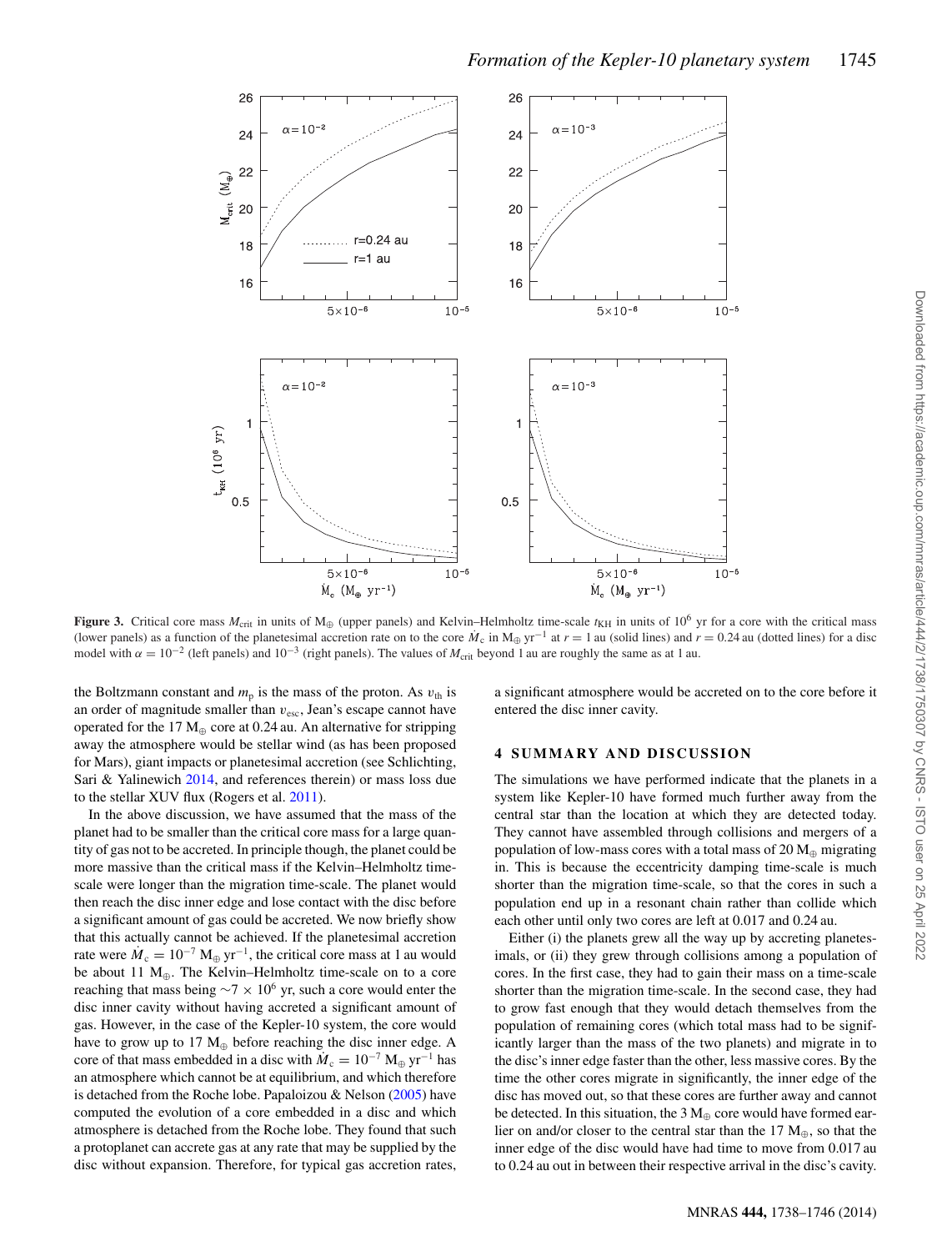Figure 3. Critical core mass $M_{\rm crit}$ in units of $M_\oplus$ (upper panels) and Kelvin–Helmholtz time-scale $t_{\rm KH}$ in units of $10^6$ yr for a core with the critical mass (lower panels) as a function of the planetesimal accretion rate on to the core $\dot{M}_{\rm c}$ in $M_\oplus$ yr$^{-1}$ at $r = 1$ au (solid lines) and $r = 0.24$ au (dotted lines) for a disc model with $\alpha = 10^{-2}$ (left panels) and $10^{-3}$ (right panels). The values of $M_{\rm crit}$ beyond 1 au are roughly the same as at 1 au.

the Boltzmann constant and $m_{\rm p}$ is the mass of the proton. As $v_{\rm th}$ is an order of magnitude smaller than $v_{\rm esc}$, Jean's escape cannot have operated for the 17 $M_\oplus$ core at 0.24 au. An alternative for stripping away the atmosphere would be stellar wind (as has been proposed for Mars), giant impacts or planetesimal accretion (see Schlichting, Sari & Yalinewich 2014, and references therein) or mass loss due to the stellar XUV flux (Rogers et al. 2011).

In the above discussion, we have assumed that the mass of the planet had to be smaller than the critical core mass for a large quantity of gas not to be accreted. In principle though, the planet could be more massive than the critical mass if the Kelvin–Helmholtz time-scale were longer than the migration time-scale. The planet would then reach the disc inner edge and lose contact with the disc before a significant amount of gas could be accreted. We now briefly show that this actually cannot be achieved. If the planetesimal accretion rate were $\dot{M}_{\rm c} = 10^{-7}$ $M_\oplus$ yr$^{-1}$, the critical core mass at 1 au would be about 11 $M_\oplus$. The Kelvin–Helmholtz time-scale on to a core reaching that mass being $\sim 7 \times 10^6$ yr, such a core would enter the disc inner cavity without having accreted a significant amount of gas. However, in the case of the Kepler-10 system, the core would have to grow up to 17 $M_\oplus$ before reaching the disc inner edge. A core of that mass embedded in a disc with $\dot{M}_{\rm c} = 10^{-7}$ $M_\oplus$ yr$^{-1}$ has an atmosphere which cannot be at equilibrium, and which therefore is detached from the Roche lobe. Papaloizou & Nelson (2005) have computed the evolution of a core embedded in a disc and which atmosphere is detached from the Roche lobe. They found that such a protoplanet can accrete gas at any rate that may be supplied by the disc without expansion. Therefore, for typical gas accretion rates, a significant atmosphere would be accreted on to the core before it entered the disc inner cavity.

## 4 SUMMARY AND DISCUSSION

The simulations we have performed indicate that the planets in a system like Kepler-10 have formed much further away from the central star than the location at which they are detected today. They cannot have assembled through collisions and mergers of a population of low-mass cores with a total mass of 20 $M_\oplus$ migrating in. This is because the eccentricity damping time-scale is much shorter than the migration time-scale, so that the cores in such a population end up in a resonant chain rather than collide which each other until only two cores are left at 0.017 and 0.24 au.

Either (i) the planets grew all the way up by accreting planetesimals, or (ii) they grew through collisions among a population of cores. In the first case, they had to gain their mass on a time-scale shorter than the migration time-scale. In the second case, they had to grow fast enough that they would detach themselves from the population of remaining cores (which total mass had to be significantly larger than the mass of the two planets) and migrate in to the disc's inner edge faster than the other, less massive cores. By the time the other cores migrate in significantly, the inner edge of the disc has moved out, so that these cores are further away and cannot be detected. In this situation, the 3 $M_\oplus$ core would have formed earlier on and/or closer to the central star than the 17 $M_\oplus$, so that the inner edge of the disc would have had time to move from 0.017 au to 0.24 au out in between their respective arrival in the disc's cavity.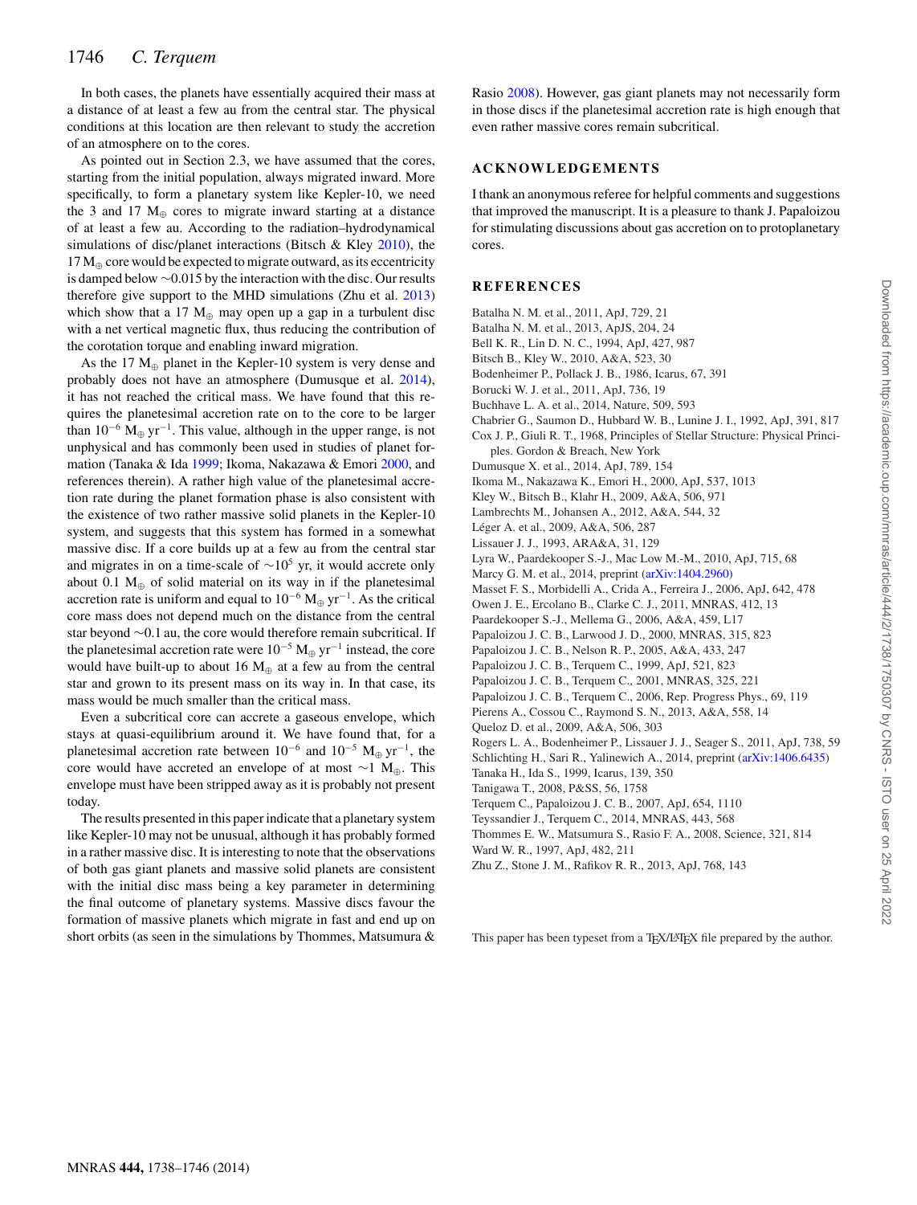In both cases, the planets have essentially acquired their mass at a distance of at least a few au from the central star. The physical conditions at this location are then relevant to study the accretion of an atmosphere on to the cores.

As pointed out in Section 2.3, we have assumed that the cores, starting from the initial population, always migrated inward. More specifically, to form a planetary system like Kepler-10, we need the 3 and 17 $M_\oplus$ cores to migrate inward starting at a distance of at least a few au. According to the radiation–hydrodynamical simulations of disc/planet interactions (Bitsch & Kley 2010), the 17 $M_\oplus$ core would be expected to migrate outward, as its eccentricity is damped below $\sim$0.015 by the interaction with the disc. Our results therefore give support to the MHD simulations (Zhu et al. 2013) which show that a 17 $M_\oplus$ may open up a gap in a turbulent disc with a net vertical magnetic flux, thus reducing the contribution of the corotation torque and enabling inward migration.

As the 17 $M_\oplus$ planet in the Kepler-10 system is very dense and probably does not have an atmosphere (Dumusque et al. 2014), it has not reached the critical mass. We have found that this requires the planetesimal accretion rate on to the core to be larger than $10^{-6}$ $M_\oplus$ yr$^{-1}$. This value, although in the upper range, is not unphysical and has commonly been used in studies of planet formation (Tanaka & Ida 1999; Ikoma, Nakazawa & Emori 2000, and references therein). A rather high value of the planetesimal accretion rate during the planet formation phase is also consistent with the existence of two rather massive solid planets in the Kepler-10 system, and suggests that this system has formed in a somewhat massive disc. If a core builds up at a few au from the central star and migrates in on a time-scale of $\sim 10^5$ yr, it would accrete only about 0.1 $M_\oplus$ of solid material on its way in if the planetesimal accretion rate is uniform and equal to $10^{-6}$ $M_\oplus$ yr$^{-1}$. As the critical core mass does not depend much on the distance from the central star beyond $\sim$0.1 au, the core would therefore remain subcritical. If the planetesimal accretion rate were $10^{-5}$ $M_\oplus$ yr$^{-1}$ instead, the core would have built-up to about 16 $M_\oplus$ at a few au from the central star and grown to its present mass on its way in. In that case, its mass would be much smaller than the critical mass.

Even a subcritical core can accrete a gaseous envelope, which stays at quasi-equilibrium around it. We have found that, for a planetesimal accretion rate between $10^{-6}$ and $10^{-5}$ $M_\oplus$ yr$^{-1}$, the core would have accreted an envelope of at most $\sim$1 $M_\oplus$. This envelope must have been stripped away as it is probably not present today.

The results presented in this paper indicate that a planetary system like Kepler-10 may not be unusual, although it has probably formed in a rather massive disc. It is interesting to note that the observations of both gas giant planets and massive solid planets are consistent with the initial disc mass being a key parameter in determining the final outcome of planetary systems. Massive discs favour the formation of massive planets which migrate in fast and end up on short orbits (as seen in the simulations by Thommes, Matsumura & Rasio 2008). However, gas giant planets may not necessarily form in those discs if the planetesimal accretion rate is high enough that even rather massive cores remain subcritical.

## ACKNOWLEDGEMENTS

I thank an anonymous referee for helpful comments and suggestions that improved the manuscript. It is a pleasure to thank J. Papaloizou for stimulating discussions about gas accretion on to protoplanetary cores.

## REFERENCES

Batalha N. M. et al., 2011, ApJ, 729, 21
Batalha N. M. et al., 2013, ApJS, 204, 24
Bell K. R., Lin D. N. C., 1994, ApJ, 427, 987
Bitsch B., Kley W., 2010, A&A, 523, 30
Bodenheimer P., Pollack J. B., 1986, Icarus, 67, 391
Borucki W. J. et al., 2011, ApJ, 736, 19
Buchhave L. A. et al., 2014, Nature, 509, 593
Chabrier G., Saumon D., Hubbard W. B., Lunine J. I., 1992, ApJ, 391, 817
Cox J. P., Giuli R. T., 1968, Principles of Stellar Structure: Physical Principles. Gordon & Breach, New York
Dumusque X. et al., 2014, ApJ, 789, 154
Ikoma M., Nakazawa K., Emori H., 2000, ApJ, 537, 1013
Kley W., Bitsch B., Klahr H., 2009, A&A, 506, 971
Lambrechts M., Johansen A., 2012, A&A, 544, 32
Léger A. et al., 2009, A&A, 506, 287
Lissauer J. J., 1993, ARA&A, 31, 129
Lyra W., Paardekooper S.-J., Mac Low M.-M., 2010, ApJ, 715, 68
Marcy G. M. et al., 2014, preprint (arXiv:1404.2960)
Masset F. S., Morbidelli A., Crida A., Ferreira J., 2006, ApJ, 642, 478
Owen J. E., Ercolano B., Clarke C. J., 2011, MNRAS, 412, 13
Paardekooper S.-J., Mellema G., 2006, A&A, 459, L17
Papaloizou J. C. B., Larwood J. D., 2000, MNRAS, 315, 823
Papaloizou J. C. B., Nelson R. P., 2005, A&A, 433, 247
Papaloizou J. C. B., Terquem C., 1999, ApJ, 521, 823
Papaloizou J. C. B., Terquem C., 2001, MNRAS, 325, 221
Papaloizou J. C. B., Terquem C., 2006, Rep. Progress Phys., 69, 119
Pierens A., Cossou C., Raymond S. N., 2013, A&A, 558, 14
Queloz D. et al., 2009, A&A, 506, 303
Rogers L. A., Bodenheimer P., Lissauer J. J., Seager S., 2011, ApJ, 738, 59
Schlichting H., Sari R., Yalinewich A., 2014, preprint (arXiv:1406.6435)
Tanaka H., Ida S., 1999, Icarus, 139, 350
Tanigawa T., 2008, P&SS, 56, 1758
Terquem C., Papaloizou J. C. B., 2007, ApJ, 654, 1110
Teyssandier J., Terquem C., 2014, MNRAS, 443, 568
Thommes E. W., Matsumura S., Rasio F. A., 2008, Science, 321, 814
Ward W. R., 1997, ApJ, 482, 211
Zhu Z., Stone J. M., Rafikov R. R., 2013, ApJ, 768, 143

This paper has been typeset from a TEX/LATEX file prepared by the author.